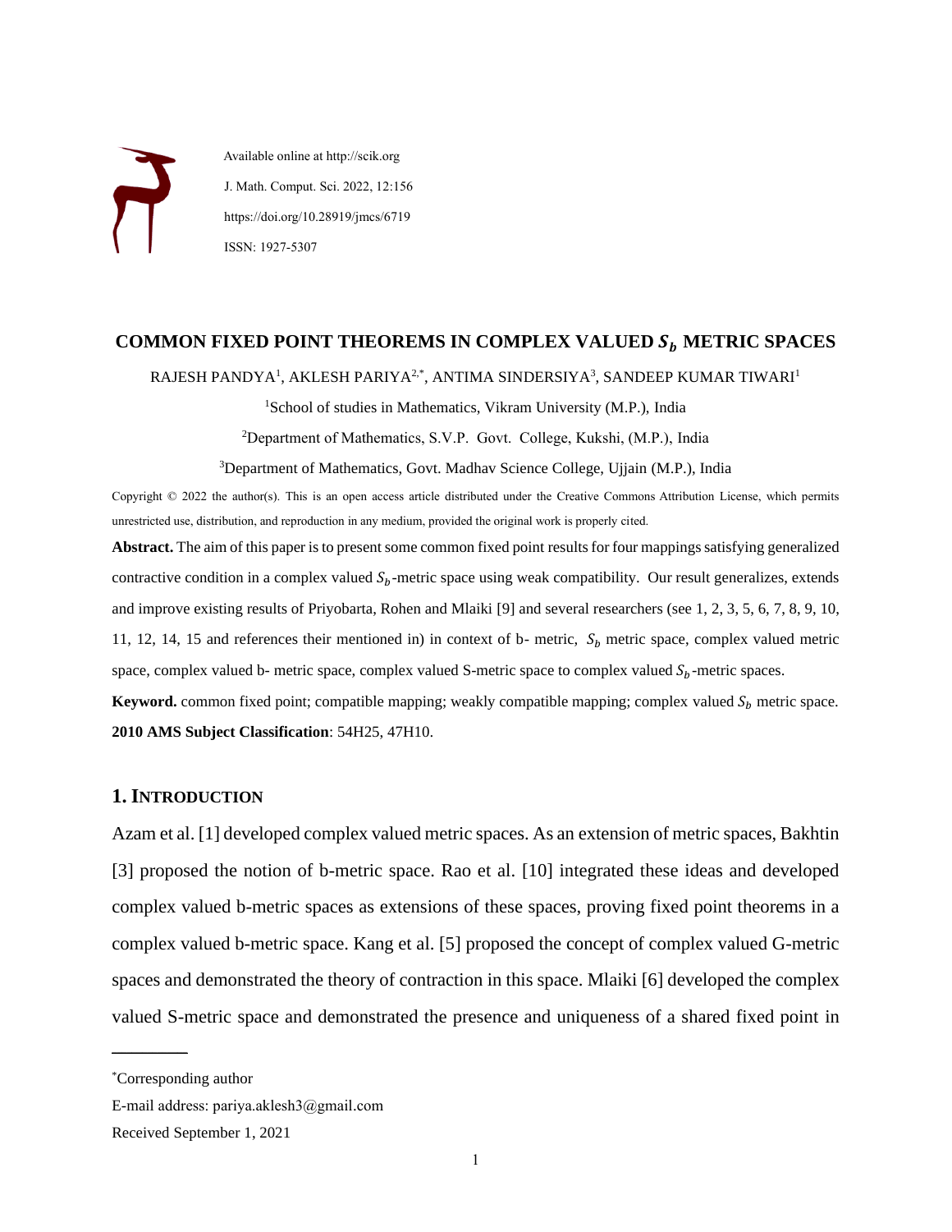Available online at http://scik.org

J. Math. Comput. Sci. 2022, 12:156

https://doi.org/10.28919/jmcs/6719

ISSN: 1927-5307

# COMMON FIXED POINT THEOREMS IN COMPLEX VALUED $S_b$ METRIC SPACES

RAJESH PANDYA[1], AKLESH PARIYA[2,*], ANTIMA SINDERSIYA[3], SANDEEP KUMAR TIWARI[1]

[1]School of studies in Mathematics, Vikram University (M.P.), India

[2]Department of Mathematics, S.V.P. Govt. College, Kukshi, (M.P.), India

[3]Department of Mathematics, Govt. Madhav Science College, Ujjain (M.P.), India

Copyright © 2022 the author(s). This is an open access article distributed under the Creative Commons Attribution License, which permits unrestricted use, distribution, and reproduction in any medium, provided the original work is properly cited.

**Abstract.** The aim of this paper is to present some common fixed point results for four mappings satisfying generalized contractive condition in a complex valued $S_b$-metric space using weak compatibility. Our result generalizes, extends and improve existing results of Priyobarta, Rohen and Mlaiki [9] and several researchers (see 1, 2, 3, 5, 6, 7, 8, 9, 10, 11, 12, 14, 15 and references their mentioned in) in context of b- metric, $S_b$ metric space, complex valued metric space, complex valued b- metric space, complex valued S-metric space to complex valued $S_b$-metric spaces.

**Keyword.** common fixed point; compatible mapping; weakly compatible mapping; complex valued $S_b$ metric space.

**2010 AMS Subject Classification**: 54H25, 47H10.

## 1. INTRODUCTION

Azam et al. [1] developed complex valued metric spaces. As an extension of metric spaces, Bakhtin [3] proposed the notion of b-metric space. Rao et al. [10] integrated these ideas and developed complex valued b-metric spaces as extensions of these spaces, proving fixed point theorems in a complex valued b-metric space. Kang et al. [5] proposed the concept of complex valued G-metric spaces and demonstrated the theory of contraction in this space. Mlaiki [6] developed the complex valued S-metric space and demonstrated the presence and uniqueness of a shared fixed point in

---

*Corresponding author

E-mail address: pariya.aklesh3@gmail.com

Received September 1, 2021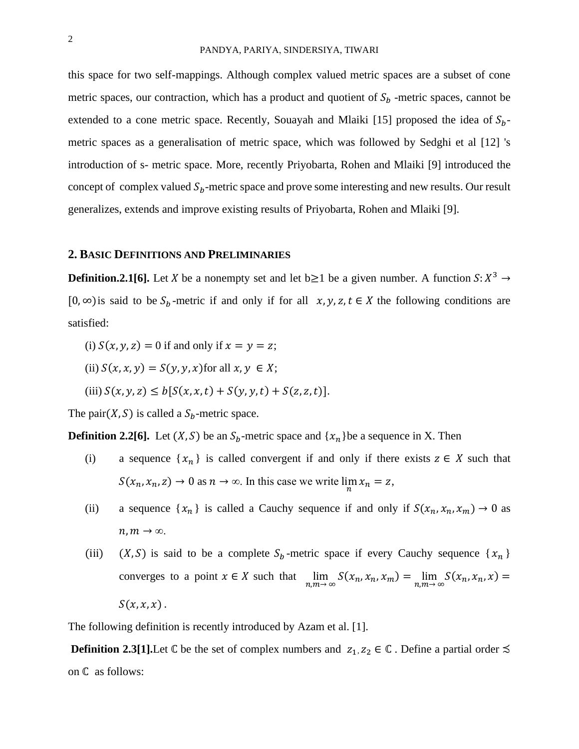this space for two self-mappings. Although complex valued metric spaces are a subset of cone metric spaces, our contraction, which has a product and quotient of $S_b$ -metric spaces, cannot be extended to a cone metric space. Recently, Souayah and Mlaiki [15] proposed the idea of $S_b$-metric spaces as a generalisation of metric space, which was followed by Sedghi et al [12] 's introduction of s- metric space. More, recently Priyobarta, Rohen and Mlaiki [9] introduced the concept of complex valued $S_b$-metric space and prove some interesting and new results. Our result generalizes, extends and improve existing results of Priyobarta, Rohen and Mlaiki [9].

## 2. Basic Definitions and Preliminaries

**Definition.2.1[6].** Let $X$ be a nonempty set and let b≥1 be a given number. A function $S: X^3 \to [0, \infty)$ is said to be $S_b$-metric if and only if for all $x, y, z, t \in X$ the following conditions are satisfied:

(i) $S(x, y, z) = 0$ if and only if $x = y = z$;

(ii) $S(x, x, y) = S(y, y, x)$ for all $x, y \in X$;

(iii) $S(x, y, z) \leq b[S(x, x, t) + S(y, y, t) + S(z, z, t)]$.

The pair $(X, S)$ is called a $S_b$-metric space.

**Definition 2.2[6].** Let $(X, S)$ be an $S_b$-metric space and $\{x_n\}$ be a sequence in X. Then

(i) a sequence $\{x_n\}$ is called convergent if and only if there exists $z \in X$ such that $S(x_n, x_n, z) \to 0$ as $n \to \infty$. In this case we write $\lim_n x_n = z$,

(ii) a sequence $\{x_n\}$ is called a Cauchy sequence if and only if $S(x_n, x_n, x_m) \to 0$ as $n, m \to \infty$.

(iii) $(X, S)$ is said to be a complete $S_b$-metric space if every Cauchy sequence $\{x_n\}$ converges to a point $x \in X$ such that $\lim_{n,m \to \infty} S(x_n, x_n, x_m) = \lim_{n,m \to \infty} S(x_n, x_n, x) = S(x, x, x)$.

The following definition is recently introduced by Azam et al. [1].

**Definition 2.3[1].** Let $\mathbb{C}$ be the set of complex numbers and $z_1, z_2 \in \mathbb{C}$. Define a partial order $\precsim$ on $\mathbb{C}$ as follows: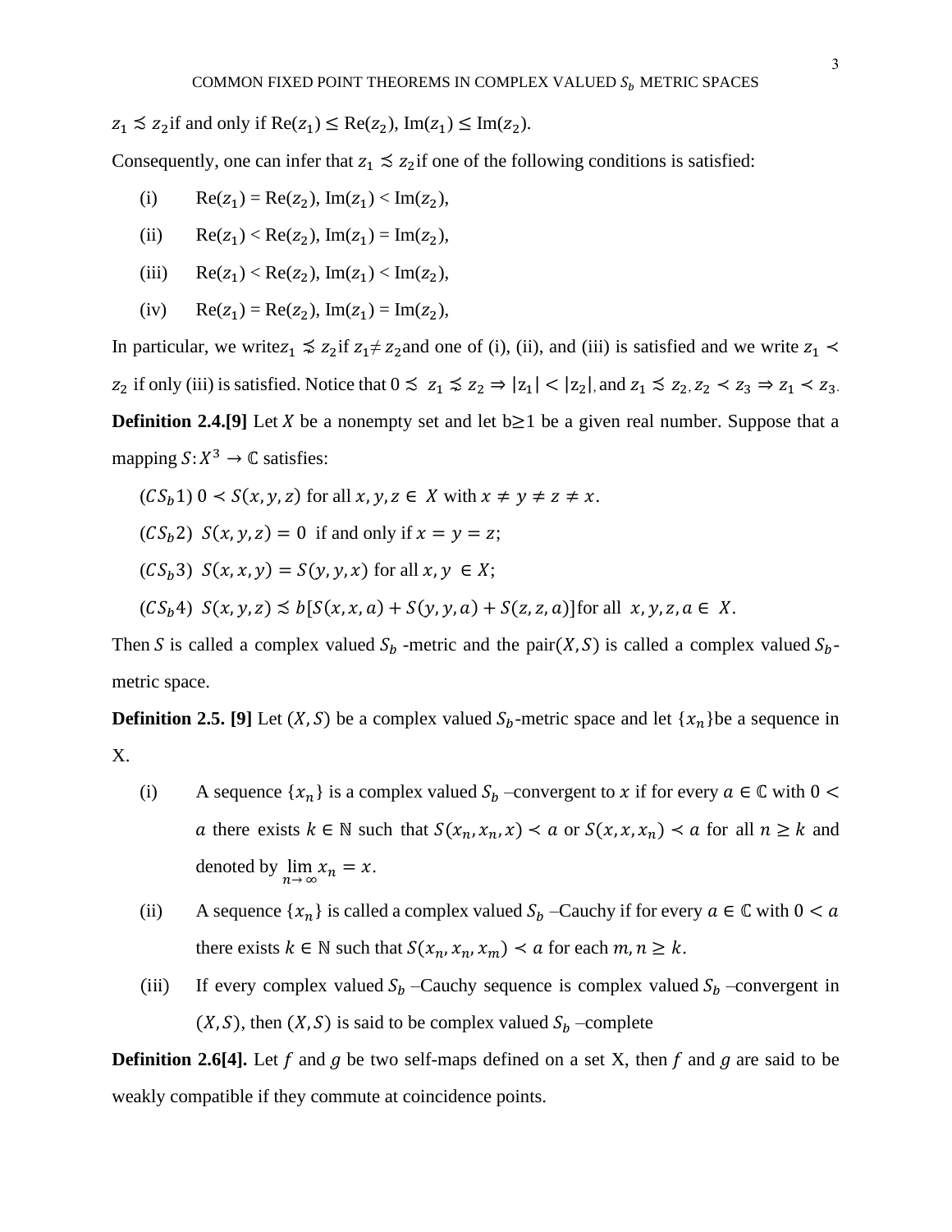$z_1 \precsim z_2$ if and only if $\text{Re}(z_1) \leq \text{Re}(z_2)$, $\text{Im}(z_1) \leq \text{Im}(z_2)$.

Consequently, one can infer that $z_1 \precsim z_2$ if one of the following conditions is satisfied:

(i) $\text{Re}(z_1) = \text{Re}(z_2)$, $\text{Im}(z_1) < \text{Im}(z_2)$,

(ii) $\text{Re}(z_1) < \text{Re}(z_2)$, $\text{Im}(z_1) = \text{Im}(z_2)$,

(iii) $\text{Re}(z_1) < \text{Re}(z_2)$, $\text{Im}(z_1) < \text{Im}(z_2)$,

(iv) $\text{Re}(z_1) = \text{Re}(z_2)$, $\text{Im}(z_1) = \text{Im}(z_2)$,

In particular, we write $z_1 \precnsim z_2$ if $z_1 \neq z_2$ and one of (i), (ii), and (iii) is satisfied and we write $z_1 \prec z_2$ if only (iii) is satisfied. Notice that $0 \precsim z_1 \precnsim z_2 \Rightarrow |z_1| < |z_2|$, and $z_1 \precsim z_2, z_2 \prec z_3 \Rightarrow z_1 \prec z_3$.

**Definition 2.4.[9]** Let $X$ be a nonempty set and let $b \geq 1$ be a given real number. Suppose that a mapping $S: X^3 \to \mathbb{C}$ satisfies:

$(CS_b1)$ $0 \prec S(x, y, z)$ for all $x, y, z \in X$ with $x \neq y \neq z \neq x$.

$(CS_b2)$ $S(x, y, z) = 0$ if and only if $x = y = z$;

$(CS_b3)$ $S(x, x, y) = S(y, y, x)$ for all $x, y \in X$;

$(CS_b4)$ $S(x, y, z) \precsim b[S(x, x, a) + S(y, y, a) + S(z, z, a)]$ for all $x, y, z, a \in X$.

Then $S$ is called a complex valued $S_b$ -metric and the pair $(X, S)$ is called a complex valued $S_b$-metric space.

**Definition 2.5. [9]** Let $(X, S)$ be a complex valued $S_b$-metric space and let $\{x_n\}$ be a sequence in X.

(i) A sequence $\{x_n\}$ is a complex valued $S_b$ –convergent to $x$ if for every $a \in \mathbb{C}$ with $0 < a$ there exists $k \in \mathbb{N}$ such that $S(x_n, x_n, x) \prec a$ or $S(x, x, x_n) \prec a$ for all $n \geq k$ and denoted by $\lim_{n \to \infty} x_n = x$.

(ii) A sequence $\{x_n\}$ is called a complex valued $S_b$ –Cauchy if for every $a \in \mathbb{C}$ with $0 < a$ there exists $k \in \mathbb{N}$ such that $S(x_n, x_n, x_m) \prec a$ for each $m, n \geq k$.

(iii) If every complex valued $S_b$ –Cauchy sequence is complex valued $S_b$ –convergent in $(X, S)$, then $(X, S)$ is said to be complex valued $S_b$ –complete

**Definition 2.6[4].** Let $f$ and $g$ be two self-maps defined on a set X, then $f$ and $g$ are said to be weakly compatible if they commute at coincidence points.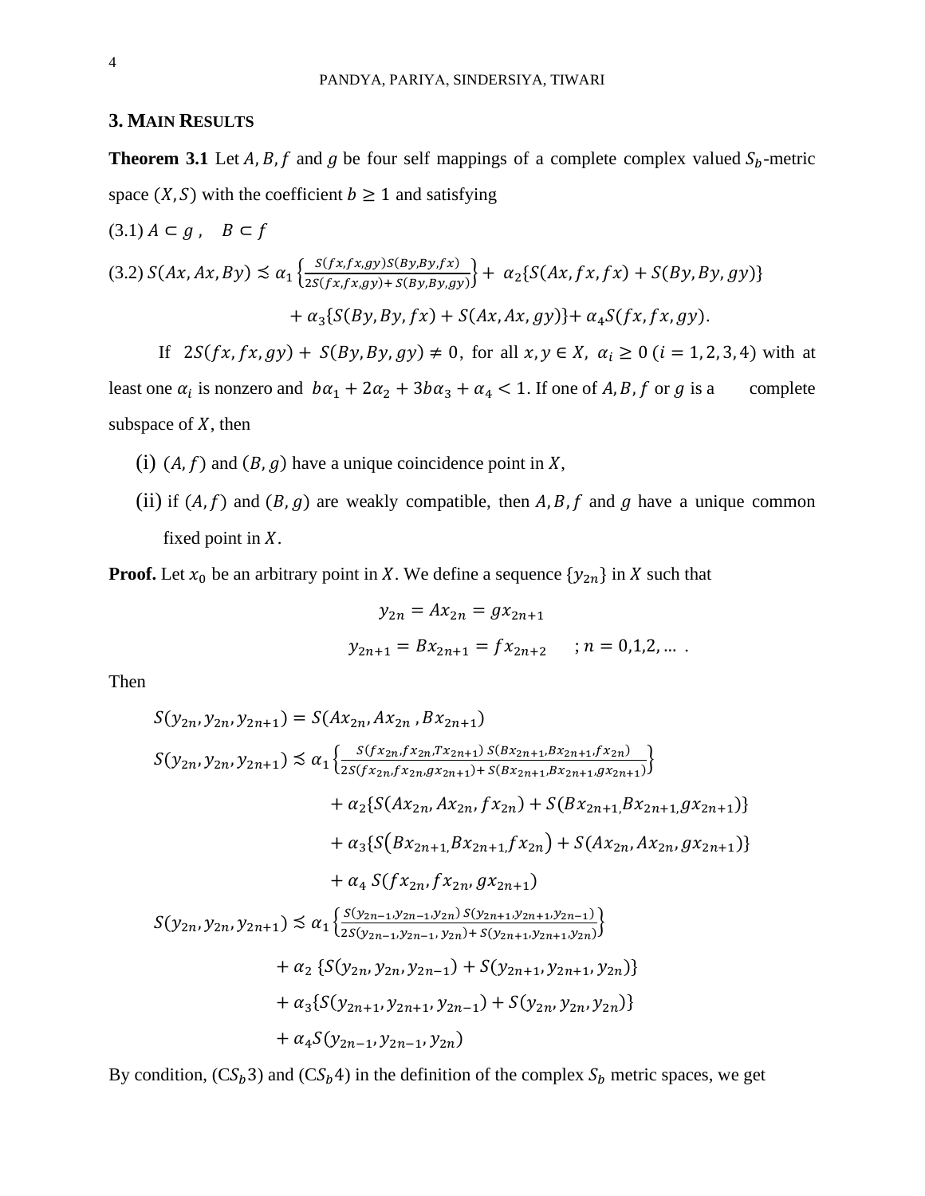## 3. Main Results

**Theorem 3.1** Let $A, B, f$ and $g$ be four self mappings of a complete complex valued $S_b$-metric space $(X, S)$ with the coefficient $b \geq 1$ and satisfying

(3.1) $A \subset g\,, \quad B \subset f$

(3.2) $$S(Ax, Ax, By) \precsim \alpha_1 \left\{\frac{S(fx,fx,gy)S(By,By,fx)}{2S(fx,fx,gy)+S(By,By,gy)}\right\} + \alpha_2\{S(Ax,fx,fx) + S(By,By,gy)\}$$
$$+ \alpha_3\{S(By,By,fx) + S(Ax,Ax,gy)\} + \alpha_4 S(fx,fx,gy).$$

If $2S(fx,fx,gy) + S(By,By,gy) \neq 0$, for all $x, y \in X$, $\alpha_i \geq 0$ $(i = 1,2,3,4)$ with at least one $\alpha_i$ is nonzero and $b\alpha_1 + 2\alpha_2 + 3b\alpha_3 + \alpha_4 < 1$. If one of $A, B, f$ or $g$ is a complete subspace of $X$, then

(i) $(A, f)$ and $(B, g)$ have a unique coincidence point in $X$,

(ii) if $(A, f)$ and $(B, g)$ are weakly compatible, then $A, B, f$ and $g$ have a unique common fixed point in $X$.

**Proof.** Let $x_0$ be an arbitrary point in $X$. We define a sequence $\{y_{2n}\}$ in $X$ such that

$$y_{2n} = Ax_{2n} = gx_{2n+1}$$
$$y_{2n+1} = Bx_{2n+1} = fx_{2n+2} \quad ; n = 0,1,2,\ldots .$$

Then

$$S(y_{2n}, y_{2n}, y_{2n+1}) = S(Ax_{2n}, Ax_{2n}, Bx_{2n+1})$$

$$S(y_{2n}, y_{2n}, y_{2n+1}) \precsim \alpha_1 \left\{\frac{S(fx_{2n},fx_{2n},Tx_{2n+1})\,S(Bx_{2n+1},Bx_{2n+1},fx_{2n})}{2S(fx_{2n},fx_{2n},gx_{2n+1}) + S(Bx_{2n+1},Bx_{2n+1},gx_{2n+1})}\right\}$$
$$+ \alpha_2\{S(Ax_{2n}, Ax_{2n}, fx_{2n}) + S(Bx_{2n+1}, Bx_{2n+1}, gx_{2n+1})\}$$
$$+ \alpha_3\{S(Bx_{2n+1}, Bx_{2n+1}, fx_{2n}) + S(Ax_{2n}, Ax_{2n}, gx_{2n+1})\}$$
$$+ \alpha_4\, S(fx_{2n}, fx_{2n}, gx_{2n+1})$$

$$S(y_{2n}, y_{2n}, y_{2n+1}) \precsim \alpha_1 \left\{\frac{S(y_{2n-1},y_{2n-1},y_{2n})\,S(y_{2n+1},y_{2n+1},y_{2n-1})}{2S(y_{2n-1},y_{2n-1},y_{2n}) + S(y_{2n+1},y_{2n+1},y_{2n})}\right\}$$
$$+ \alpha_2\{S(y_{2n}, y_{2n}, y_{2n-1}) + S(y_{2n+1}, y_{2n+1}, y_{2n})\}$$
$$+ \alpha_3\{S(y_{2n+1}, y_{2n+1}, y_{2n-1}) + S(y_{2n}, y_{2n}, y_{2n})\}$$
$$+ \alpha_4 S(y_{2n-1}, y_{2n-1}, y_{2n})$$

By condition, $(CS_b3)$ and $(CS_b4)$ in the definition of the complex $S_b$ metric spaces, we get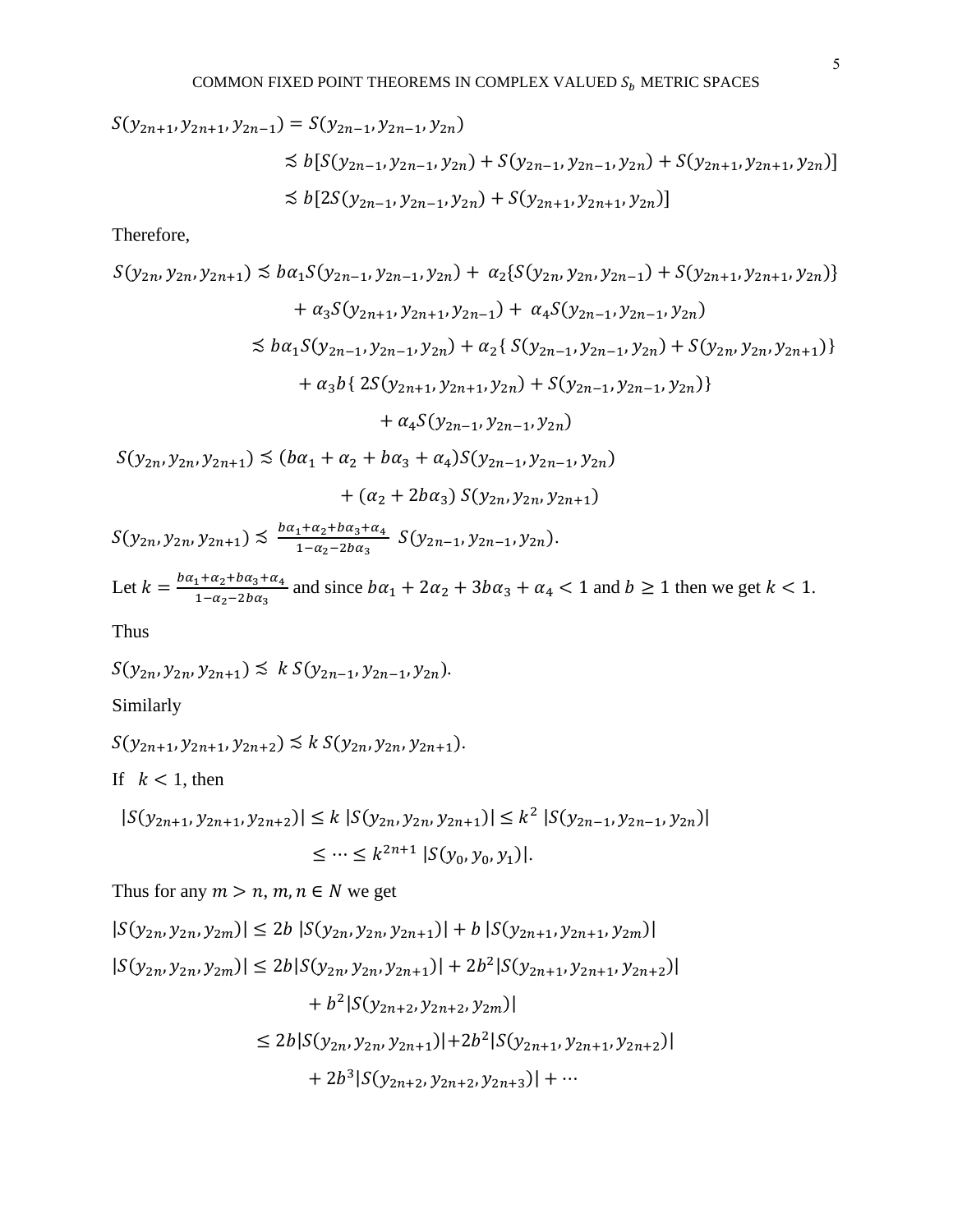$$S(y_{2n+1}, y_{2n+1}, y_{2n-1}) = S(y_{2n-1}, y_{2n-1}, y_{2n})$$

$$\precsim b[S(y_{2n-1}, y_{2n-1}, y_{2n}) + S(y_{2n-1}, y_{2n-1}, y_{2n}) + S(y_{2n+1}, y_{2n+1}, y_{2n})]$$

$$\precsim b[2S(y_{2n-1}, y_{2n-1}, y_{2n}) + S(y_{2n+1}, y_{2n+1}, y_{2n})]$$

Therefore,

$$S(y_{2n}, y_{2n}, y_{2n+1}) \precsim b\alpha_1 S(y_{2n-1}, y_{2n-1}, y_{2n}) + \alpha_2\{S(y_{2n}, y_{2n}, y_{2n-1}) + S(y_{2n+1}, y_{2n+1}, y_{2n})\}$$

$$+ \alpha_3 S(y_{2n+1}, y_{2n+1}, y_{2n-1}) + \alpha_4 S(y_{2n-1}, y_{2n-1}, y_{2n})$$

$$\precsim b\alpha_1 S(y_{2n-1}, y_{2n-1}, y_{2n}) + \alpha_2\{ S(y_{2n-1}, y_{2n-1}, y_{2n}) + S(y_{2n}, y_{2n}, y_{2n+1})\}$$

$$+ \alpha_3 b\{ 2S(y_{2n+1}, y_{2n+1}, y_{2n}) + S(y_{2n-1}, y_{2n-1}, y_{2n})\}$$

$$+ \alpha_4 S(y_{2n-1}, y_{2n-1}, y_{2n})$$

$$S(y_{2n}, y_{2n}, y_{2n+1}) \precsim (b\alpha_1 + \alpha_2 + b\alpha_3 + \alpha_4) S(y_{2n-1}, y_{2n-1}, y_{2n})$$

$$+ (\alpha_2 + 2b\alpha_3)\, S(y_{2n}, y_{2n}, y_{2n+1})$$

$$S(y_{2n}, y_{2n}, y_{2n+1}) \precsim \frac{b\alpha_1 + \alpha_2 + b\alpha_3 + \alpha_4}{1 - \alpha_2 - 2b\alpha_3}\; S(y_{2n-1}, y_{2n-1}, y_{2n}).$$

Let $k = \frac{b\alpha_1 + \alpha_2 + b\alpha_3 + \alpha_4}{1 - \alpha_2 - 2b\alpha_3}$ and since $b\alpha_1 + 2\alpha_2 + 3b\alpha_3 + \alpha_4 < 1$ and $b \geq 1$ then we get $k < 1$.

Thus

$$S(y_{2n}, y_{2n}, y_{2n+1}) \precsim k\, S(y_{2n-1}, y_{2n-1}, y_{2n}).$$

Similarly

$$S(y_{2n+1}, y_{2n+1}, y_{2n+2}) \precsim k\, S(y_{2n}, y_{2n}, y_{2n+1}).$$

If $k < 1$, then

$$|S(y_{2n+1}, y_{2n+1}, y_{2n+2})| \leq k\, |S(y_{2n}, y_{2n}, y_{2n+1})| \leq k^2\, |S(y_{2n-1}, y_{2n-1}, y_{2n})|$$

$$\leq \cdots \leq k^{2n+1}\, |S(y_0, y_0, y_1)|.$$

Thus for any $m > n$, $m, n \in N$ we get

$$|S(y_{2n}, y_{2n}, y_{2m})| \leq 2b\, |S(y_{2n}, y_{2n}, y_{2n+1})| + b\, |S(y_{2n+1}, y_{2n+1}, y_{2m})|$$

$$|S(y_{2n}, y_{2n}, y_{2m})| \leq 2b|S(y_{2n}, y_{2n}, y_{2n+1})| + 2b^2|S(y_{2n+1}, y_{2n+1}, y_{2n+2})|$$

$$+ b^2|S(y_{2n+2}, y_{2n+2}, y_{2m})|$$

$$\leq 2b|S(y_{2n}, y_{2n}, y_{2n+1})| + 2b^2|S(y_{2n+1}, y_{2n+1}, y_{2n+2})|$$

$$+ 2b^3|S(y_{2n+2}, y_{2n+2}, y_{2n+3})| + \cdots$$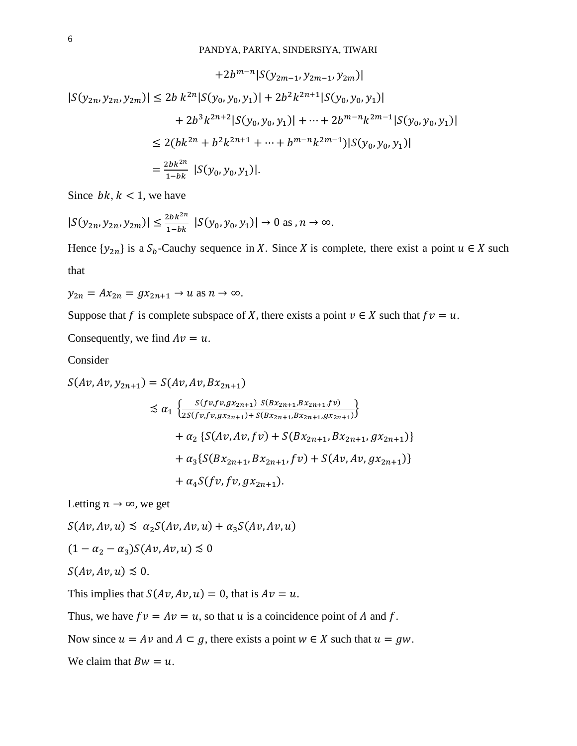$$+2b^{m-n}|S(y_{2m-1}, y_{2m-1}, y_{2m})|$$

$$|S(y_{2n}, y_{2n}, y_{2m})| \leq 2b\, k^{2n}|S(y_0, y_0, y_1)| + 2b^2k^{2n+1}|S(y_0, y_0, y_1)|$$

$$+ 2b^3k^{2n+2}|S(y_0, y_0, y_1)| + \cdots + 2b^{m-n}k^{2m-1}|S(y_0, y_0, y_1)|$$

$$\leq 2(bk^{2n} + b^2k^{2n+1} + \cdots + b^{m-n}k^{2m-1})|S(y_0, y_0, y_1)|$$

$$= \frac{2bk^{2n}}{1-bk}\ |S(y_0, y_0, y_1)|.$$

Since $bk, k < 1$, we have

$$|S(y_{2n}, y_{2n}, y_{2m})| \leq \frac{2bk^{2n}}{1-bk}\ |S(y_0, y_0, y_1)| \to 0 \text{ as }, n \to \infty.$$

Hence $\{y_{2n}\}$ is a $S_b$-Cauchy sequence in $X$. Since $X$ is complete, there exist a point $u \in X$ such that

$y_{2n} = Ax_{2n} = gx_{2n+1} \to u$ as $n \to \infty$.

Suppose that $f$ is complete subspace of $X$, there exists a point $v \in X$ such that $fv = u$.

Consequently, we find $Av = u$.

Consider

$$S(Av, Av, y_{2n+1}) = S(Av, Av, Bx_{2n+1})$$

$$\precsim \alpha_1 \left\{\frac{S(fv,fv,gx_{2n+1})\ S(Bx_{2n+1},Bx_{2n+1},fv)}{2S(fv,fv,gx_{2n+1}) + S(Bx_{2n+1},Bx_{2n+1},gx_{2n+1})}\right\}$$

$$+ \alpha_2 \{S(Av, Av, fv) + S(Bx_{2n+1}, Bx_{2n+1}, gx_{2n+1})\}$$

$$+ \alpha_3\{S(Bx_{2n+1}, Bx_{2n+1}, fv) + S(Av, Av, gx_{2n+1})\}$$

$$+ \alpha_4 S(fv, fv, gx_{2n+1}).$$

Letting $n \to \infty$, we get

$$S(Av, Av, u) \precsim \alpha_2 S(Av, Av, u) + \alpha_3 S(Av, Av, u)$$

$$(1 - \alpha_2 - \alpha_3)S(Av, Av, u) \precsim 0$$

$$S(Av, Av, u) \precsim 0.$$

This implies that $S(Av, Av, u) = 0$, that is $Av = u$.

Thus, we have $fv = Av = u$, so that $u$ is a coincidence point of $A$ and $f$.

Now since $u = Av$ and $A \subset g$, there exists a point $w \in X$ such that $u = gw$.

We claim that $Bw = u$.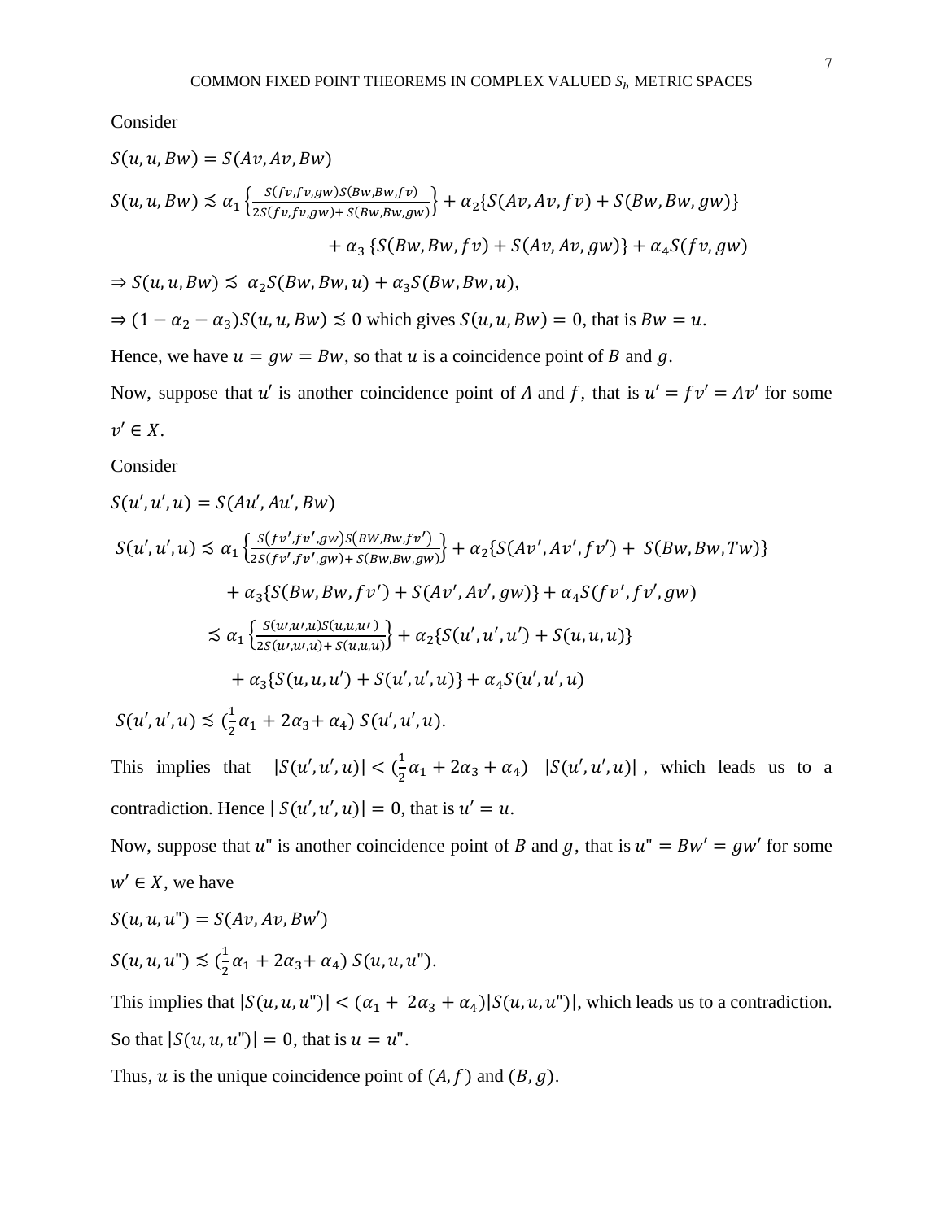Consider

$S(u, u, Bw) = S(Av, Av, Bw)$

$$S(u, u, Bw) \precsim \alpha_1 \left\{ \frac{S(fv, fv, gw) S(Bw, Bw, fv)}{2S(fv, fv, gw) + S(Bw, Bw, gw)} \right\} + \alpha_2 \{ S(Av, Av, fv) + S(Bw, Bw, gw) \}$$

$$+ \alpha_3 \{ S(Bw, Bw, fv) + S(Av, Av, gw) \} + \alpha_4 S(fv, gw)$$

$\Rightarrow S(u, u, Bw) \precsim \alpha_2 S(Bw, Bw, u) + \alpha_3 S(Bw, Bw, u),$

$\Rightarrow (1 - \alpha_2 - \alpha_3) S(u, u, Bw) \precsim 0$ which gives $S(u, u, Bw) = 0$, that is $Bw = u$.

Hence, we have $u = gw = Bw$, so that $u$ is a coincidence point of $B$ and $g$.

Now, suppose that $u'$ is another coincidence point of $A$ and $f$, that is $u' = fv' = Av'$ for some $v' \in X$.

Consider

$S(u', u', u) = S(Au', Au', Bw)$

$$S(u', u', u) \precsim \alpha_1 \left\{ \frac{S(fv', fv', gw) S(BW, Bw, fv')}{2S(fv', fv', gw) + S(Bw, Bw, gw)} \right\} + \alpha_2 \{ S(Av', Av', fv') + S(Bw, Bw, Tw) \}$$

$$+ \alpha_3 \{ S(Bw, Bw, fv') + S(Av', Av', gw) \} + \alpha_4 S(fv', fv', gw)$$

$$\precsim \alpha_1 \left\{ \frac{S(u', u', u) S(u, u, u')}{2S(u', u', u) + S(u, u, u)} \right\} + \alpha_2 \{ S(u', u', u') + S(u, u, u) \}$$

$$+ \alpha_3 \{ S(u, u, u') + S(u', u', u) \} + \alpha_4 S(u', u', u)$$

$S(u', u', u) \precsim (\frac{1}{2}\alpha_1 + 2\alpha_3 + \alpha_4)\, S(u', u', u).$

This implies that $|S(u', u', u)| < (\frac{1}{2}\alpha_1 + 2\alpha_3 + \alpha_4)\ |S(u', u', u)|$, which leads us to a contradiction. Hence $|S(u', u', u)| = 0$, that is $u' = u$.

Now, suppose that $u"$ is another coincidence point of $B$ and $g$, that is $u" = Bw' = gw'$ for some $w' \in X$, we have

$S(u, u, u") = S(Av, Av, Bw')$

$S(u, u, u") \precsim (\frac{1}{2}\alpha_1 + 2\alpha_3 + \alpha_4)\, S(u, u, u").$

This implies that $|S(u, u, u")| < (\alpha_1 + 2\alpha_3 + \alpha_4)|S(u, u, u")|$, which leads us to a contradiction. So that $|S(u, u, u")| = 0$, that is $u = u"$.

Thus, $u$ is the unique coincidence point of $(A, f)$ and $(B, g)$.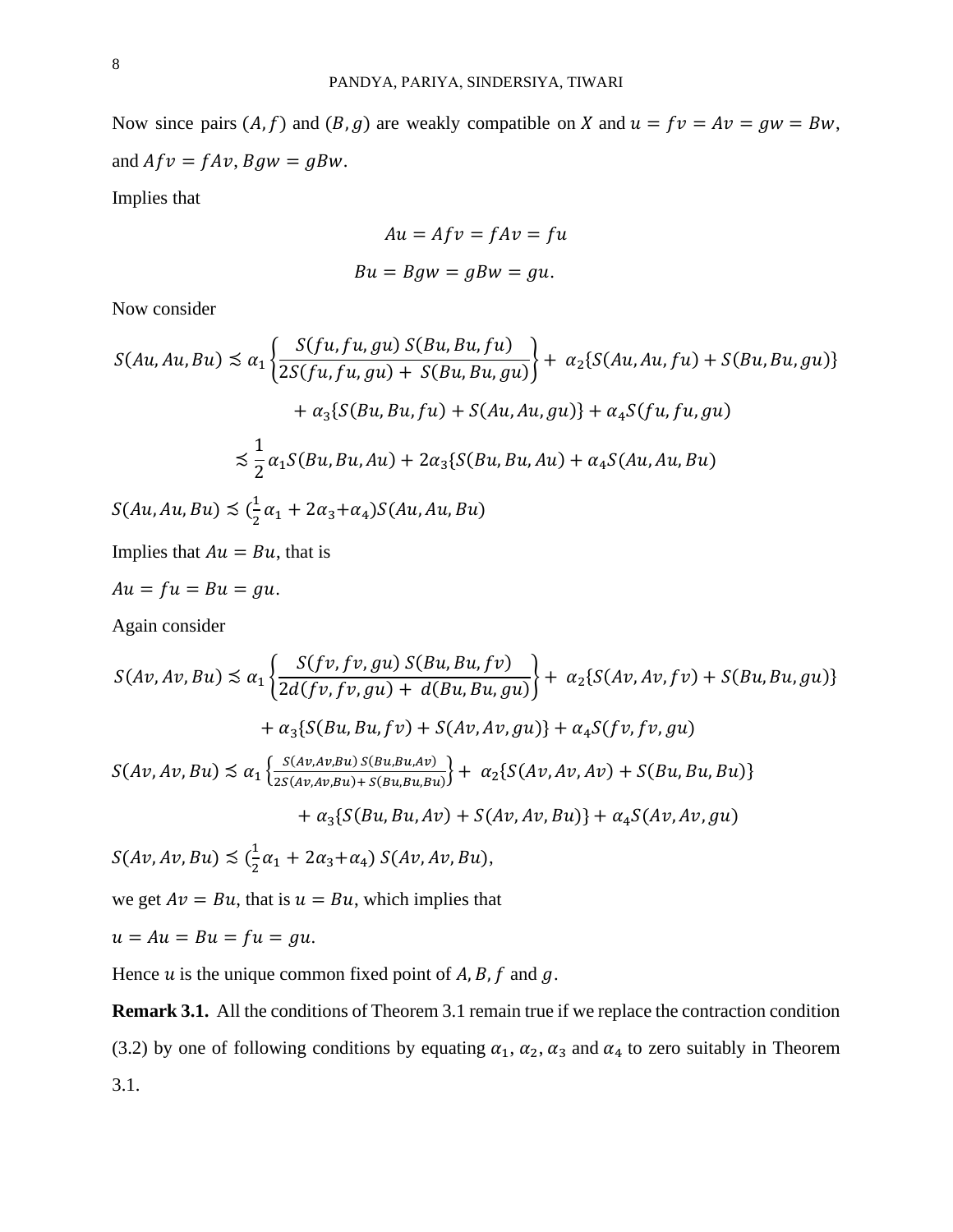Now since pairs $(A, f)$ and $(B, g)$ are weakly compatible on $X$ and $u = fv = Av = gw = Bw$, and $Afv = fAv$, $Bgw = gBw$.

Implies that

$$Au = Afv = fAv = fu$$

$$Bu = Bgw = gBw = gu.$$

Now consider

$$S(Au, Au, Bu) \precsim \alpha_1 \left\{ \frac{S(fu, fu, gu)\, S(Bu, Bu, fu)}{2S(fu, fu, gu) + S(Bu, Bu, gu)} \right\} + \alpha_2\{S(Au, Au, fu) + S(Bu, Bu, gu)\}$$

$$+ \alpha_3\{S(Bu, Bu, fu) + S(Au, Au, gu)\} + \alpha_4 S(fu, fu, gu)$$

$$\precsim \frac{1}{2}\alpha_1 S(Bu, Bu, Au) + 2\alpha_3\{S(Bu, Bu, Au) + \alpha_4 S(Au, Au, Bu)$$

$S(Au, Au, Bu) \precsim (\frac{1}{2}\alpha_1 + 2\alpha_3 + \alpha_4) S(Au, Au, Bu)$

Implies that $Au = Bu$, that is

$Au = fu = Bu = gu$.

Again consider

$$S(Av, Av, Bu) \precsim \alpha_1 \left\{ \frac{S(fv, fv, gu)\, S(Bu, Bu, fv)}{2d(fv, fv, gu) + d(Bu, Bu, gu)} \right\} + \alpha_2\{S(Av, Av, fv) + S(Bu, Bu, gu)\}$$

$$+ \alpha_3\{S(Bu, Bu, fv) + S(Av, Av, gu)\} + \alpha_4 S(fv, fv, gu)$$

$$S(Av, Av, Bu) \precsim \alpha_1 \left\{ \frac{S(Av, Av, Bu)\, S(Bu, Bu, Av)}{2S(Av, Av, Bu) + S(Bu, Bu, Bu)} \right\} + \alpha_2\{S(Av, Av, Av) + S(Bu, Bu, Bu)\}$$

$$+ \alpha_3\{S(Bu, Bu, Av) + S(Av, Av, Bu)\} + \alpha_4 S(Av, Av, gu)$$

$S(Av, Av, Bu) \precsim (\frac{1}{2}\alpha_1 + 2\alpha_3 + \alpha_4)\, S(Av, Av, Bu)$,

we get $Av = Bu$, that is $u = Bu$, which implies that

$u = Au = Bu = fu = gu$.

Hence $u$ is the unique common fixed point of $A, B, f$ and $g$.

**Remark 3.1.** All the conditions of Theorem 3.1 remain true if we replace the contraction condition (3.2) by one of following conditions by equating $\alpha_1$, $\alpha_2$, $\alpha_3$ and $\alpha_4$ to zero suitably in Theorem 3.1.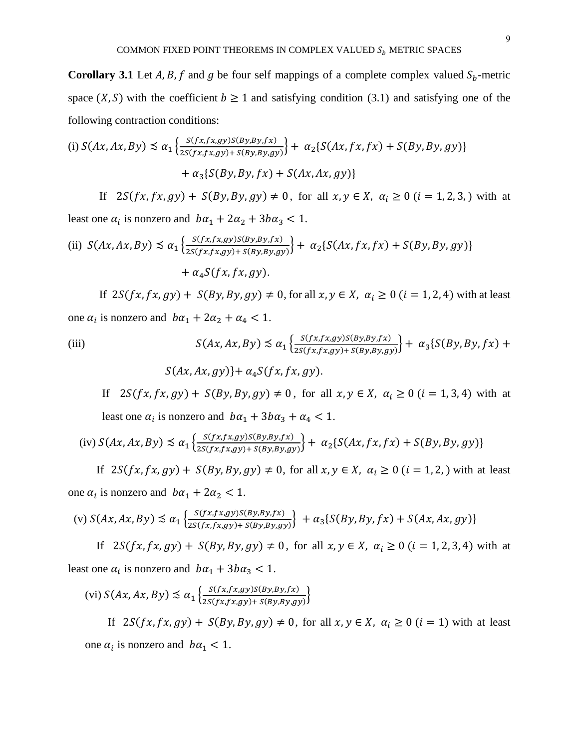**Corollary 3.1** Let $A, B, f$ and $g$ be four self mappings of a complete complex valued $S_b$-metric space $(X, S)$ with the coefficient $b \geq 1$ and satisfying condition (3.1) and satisfying one of the following contraction conditions:

(i) $$S(Ax, Ax, By) \precsim \alpha_1 \left\{\frac{S(fx,fx,gy)S(By,By,fx)}{2S(fx,fx,gy)+ S(By,By,gy)}\right\} + \alpha_2\{S(Ax, fx, fx) + S(By, By, gy)\}$$
$$+ \alpha_3\{S(By, By, fx) + S(Ax, Ax, gy)\}$$

If $2S(fx, fx, gy) + S(By, By, gy) \neq 0$, for all $x, y \in X$, $\alpha_i \geq 0$ $(i = 1, 2, 3,)$ with at least one $\alpha_i$ is nonzero and $b\alpha_1 + 2\alpha_2 + 3b\alpha_3 < 1$.

(ii) $$S(Ax, Ax, By) \precsim \alpha_1 \left\{\frac{S(fx,fx,gy)S(By,By,fx)}{2S(fx,fx,gy)+ S(By,By,gy)}\right\} + \alpha_2\{S(Ax, fx, fx) + S(By, By, gy)\}$$
$$+ \alpha_4 S(fx, fx, gy).$$

If $2S(fx, fx, gy) + S(By, By, gy) \neq 0$, for all $x, y \in X$, $\alpha_i \geq 0$ $(i = 1, 2, 4)$ with at least one $\alpha_i$ is nonzero and $b\alpha_1 + 2\alpha_2 + \alpha_4 < 1$.

(iii) $$S(Ax, Ax, By) \precsim \alpha_1 \left\{\frac{S(fx,fx,gy)S(By,By,fx)}{2S(fx,fx,gy)+ S(By,By,gy)}\right\} + \alpha_3\{S(By, By, fx) +$$
$$S(Ax, Ax, gy)\}+ \alpha_4 S(fx, fx, gy).$$

If $2S(fx, fx, gy) + S(By, By, gy) \neq 0$, for all $x, y \in X$, $\alpha_i \geq 0$ $(i = 1, 3, 4)$ with at least one $\alpha_i$ is nonzero and $b\alpha_1 + 3b\alpha_3 + \alpha_4 < 1$.

(iv) $$S(Ax, Ax, By) \precsim \alpha_1 \left\{\frac{S(fx,fx,gy)S(By,By,fx)}{2S(fx,fx,gy)+ S(By,By,gy)}\right\} + \alpha_2\{S(Ax, fx, fx) + S(By, By, gy)\}$$

If $2S(fx, fx, gy) + S(By, By, gy) \neq 0$, for all $x, y \in X$, $\alpha_i \geq 0$ $(i = 1, 2,)$ with at least one $\alpha_i$ is nonzero and $b\alpha_1 + 2\alpha_2 < 1$.

(v) $$S(Ax, Ax, By) \precsim \alpha_1 \left\{\frac{S(fx,fx,gy)S(By,By,fx)}{2S(fx,fx,gy)+ S(By,By,gy)}\right\} + \alpha_3\{S(By, By, fx) + S(Ax, Ax, gy)\}$$

If $2S(fx, fx, gy) + S(By, By, gy) \neq 0$, for all $x, y \in X$, $\alpha_i \geq 0$ $(i = 1, 2, 3, 4)$ with at least one $\alpha_i$ is nonzero and $b\alpha_1 + 3b\alpha_3 < 1$.

(vi) $$S(Ax, Ax, By) \precsim \alpha_1 \left\{\frac{S(fx,fx,gy)S(By,By,fx)}{2S(fx,fx,gy)+ S(By,By,gy)}\right\}$$

If $2S(fx, fx, gy) + S(By, By, gy) \neq 0$, for all $x, y \in X$, $\alpha_i \geq 0$ $(i = 1)$ with at least one $\alpha_i$ is nonzero and $b\alpha_1 < 1$.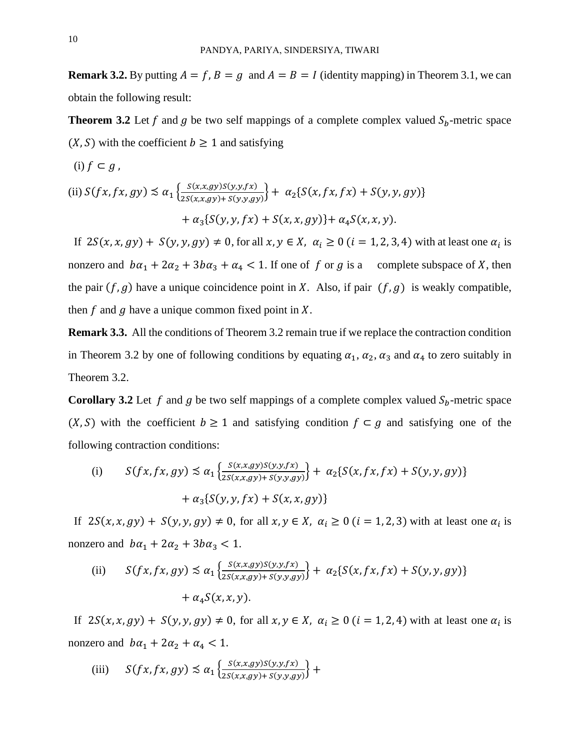**Remark 3.2.** By putting $A = f$, $B = g$ and $A = B = I$ (identity mapping) in Theorem 3.1, we can obtain the following result:

**Theorem 3.2** Let $f$ and $g$ be two self mappings of a complete complex valued $S_b$-metric space $(X, S)$ with the coefficient $b \geq 1$ and satisfying

(i) $f \subset g$ ,

(ii) $S(fx, fx, gy) \precsim \alpha_1 \left\{\frac{S(x,x,gy)S(y,y,fx)}{2S(x,x,gy)+ S(y,y,gy)}\right\} + \alpha_2\{S(x, fx, fx) + S(y, y, gy)\}$

$$+ \alpha_3\{S(y, y, fx) + S(x, x, gy)\} + \alpha_4 S(x, x, y).$$

If $2S(x, x, gy) + S(y, y, gy) \neq 0$, for all $x, y \in X$, $\alpha_i \geq 0$ $(i = 1, 2, 3, 4)$ with at least one $\alpha_i$ is nonzero and $b\alpha_1 + 2\alpha_2 + 3b\alpha_3 + \alpha_4 < 1$. If one of $f$ or $g$ is a complete subspace of $X$, then the pair $(f, g)$ have a unique coincidence point in $X$. Also, if pair $(f, g)$ is weakly compatible, then $f$ and $g$ have a unique common fixed point in $X$.

**Remark 3.3.** All the conditions of Theorem 3.2 remain true if we replace the contraction condition in Theorem 3.2 by one of following conditions by equating $\alpha_1$, $\alpha_2$, $\alpha_3$ and $\alpha_4$ to zero suitably in Theorem 3.2.

**Corollary 3.2** Let $f$ and $g$ be two self mappings of a complete complex valued $S_b$-metric space $(X, S)$ with the coefficient $b \geq 1$ and satisfying condition $f \subset g$ and satisfying one of the following contraction conditions:

(i) $S(fx, fx, gy) \precsim \alpha_1 \left\{\frac{S(x,x,gy)S(y,y,fx)}{2S(x,x,gy)+ S(y,y,gy)}\right\} + \alpha_2\{S(x, fx, fx) + S(y, y, gy)\}$

$$+ \alpha_3\{S(y, y, fx) + S(x, x, gy)\}$$

If $2S(x, x, gy) + S(y, y, gy) \neq 0$, for all $x, y \in X$, $\alpha_i \geq 0$ $(i = 1, 2, 3)$ with at least one $\alpha_i$ is nonzero and $b\alpha_1 + 2\alpha_2 + 3b\alpha_3 < 1$.

(ii) $S(fx, fx, gy) \precsim \alpha_1 \left\{\frac{S(x,x,gy)S(y,y,fx)}{2S(x,x,gy)+ S(y,y,gy)}\right\} + \alpha_2\{S(x, fx, fx) + S(y, y, gy)\}$

$$+ \alpha_4 S(x, x, y).$$

If $2S(x, x, gy) + S(y, y, gy) \neq 0$, for all $x, y \in X$, $\alpha_i \geq 0$ $(i = 1, 2, 4)$ with at least one $\alpha_i$ is nonzero and $b\alpha_1 + 2\alpha_2 + \alpha_4 < 1$.

(iii) $S(fx, fx, gy) \precsim \alpha_1 \left\{\frac{S(x,x,gy)S(y,y,fx)}{2S(x,x,gy)+ S(y,y,gy)}\right\} +$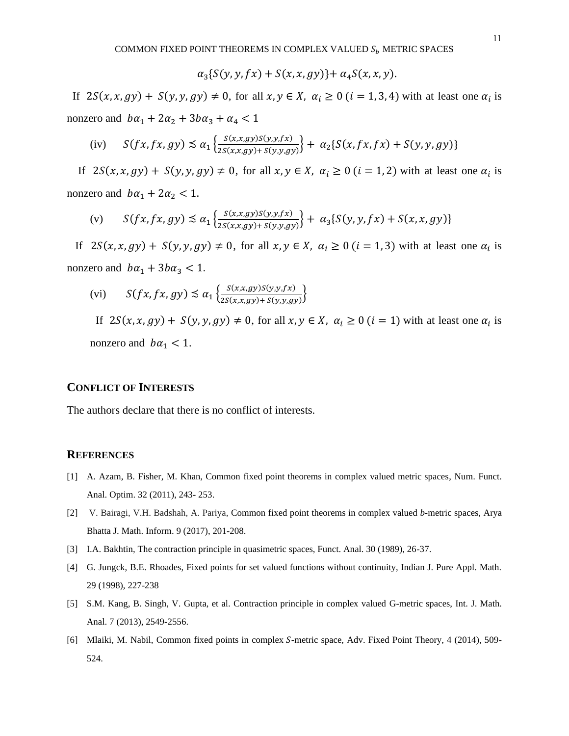$$\alpha_3\{S(y,y,fx)+S(x,x,gy)\}+\alpha_4 S(x,x,y).$$

If $2S(x,x,gy)+S(y,y,gy)\neq 0$, for all $x,y\in X$, $\alpha_i\geq 0\ (i=1,3,4)$ with at least one $\alpha_i$ is nonzero and $b\alpha_1+2\alpha_2+3b\alpha_3+\alpha_4<1$

(iv) $S(fx,fx,gy)\precsim \alpha_1\left\{\frac{S(x,x,gy)S(y,y,fx)}{2S(x,x,gy)+S(y,y,gy)}\right\}+\alpha_2\{S(x,fx,fx)+S(y,y,gy)\}$

If $2S(x,x,gy)+S(y,y,gy)\neq 0$, for all $x,y\in X$, $\alpha_i\geq 0\ (i=1,2)$ with at least one $\alpha_i$ is nonzero and $b\alpha_1+2\alpha_2<1$.

(v) $S(fx,fx,gy)\precsim \alpha_1\left\{\frac{S(x,x,gy)S(y,y,fx)}{2S(x,x,gy)+S(y,y,gy)}\right\}+\alpha_3\{S(y,y,fx)+S(x,x,gy)\}$

If $2S(x,x,gy)+S(y,y,gy)\neq 0$, for all $x,y\in X$, $\alpha_i\geq 0\ (i=1,3)$ with at least one $\alpha_i$ is nonzero and $b\alpha_1+3b\alpha_3<1$.

(vi) $S(fx,fx,gy)\precsim \alpha_1\left\{\frac{S(x,x,gy)S(y,y,fx)}{2S(x,x,gy)+S(y,y,gy)}\right\}$

If $2S(x,x,gy)+S(y,y,gy)\neq 0$, for all $x,y\in X$, $\alpha_i\geq 0\ (i=1)$ with at least one $\alpha_i$ is nonzero and $b\alpha_1<1$.

## Conflict of Interests

The authors declare that there is no conflict of interests.

## References

[1] A. Azam, B. Fisher, M. Khan, Common fixed point theorems in complex valued metric spaces, Num. Funct. Anal. Optim. 32 (2011), 243- 253.

[2] V. Bairagi, V.H. Badshah, A. Pariya, Common fixed point theorems in complex valued *b*-metric spaces, Arya Bhatta J. Math. Inform. 9 (2017), 201-208.

[3] I.A. Bakhtin, The contraction principle in quasimetric spaces, Funct. Anal. 30 (1989), 26-37.

[4] G. Jungck, B.E. Rhoades, Fixed points for set valued functions without continuity, Indian J. Pure Appl. Math. 29 (1998), 227-238

[5] S.M. Kang, B. Singh, V. Gupta, et al. Contraction principle in complex valued G-metric spaces, Int. J. Math. Anal. 7 (2013), 2549-2556.

[6] Mlaiki, M. Nabil, Common fixed points in complex $S$-metric space, Adv. Fixed Point Theory, 4 (2014), 509-524.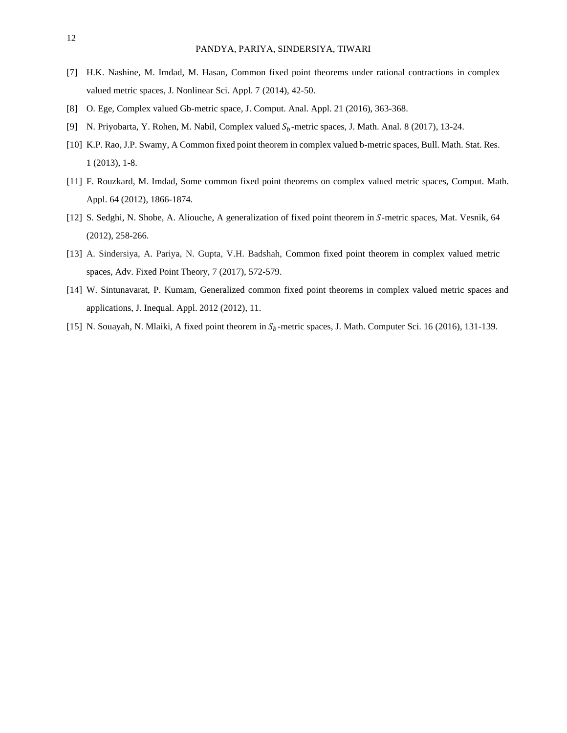[7] H.K. Nashine, M. Imdad, M. Hasan, Common fixed point theorems under rational contractions in complex valued metric spaces, J. Nonlinear Sci. Appl. 7 (2014), 42-50.

[8] O. Ege, Complex valued Gb-metric space, J. Comput. Anal. Appl. 21 (2016), 363-368.

[9] N. Priyobarta, Y. Rohen, M. Nabil, Complex valued $S_b$-metric spaces, J. Math. Anal. 8 (2017), 13-24.

[10] K.P. Rao, J.P. Swamy, A Common fixed point theorem in complex valued b-metric spaces, Bull. Math. Stat. Res. 1 (2013), 1-8.

[11] F. Rouzkard, M. Imdad, Some common fixed point theorems on complex valued metric spaces, Comput. Math. Appl. 64 (2012), 1866-1874.

[12] S. Sedghi, N. Shobe, A. Aliouche, A generalization of fixed point theorem in $S$-metric spaces, Mat. Vesnik, 64 (2012), 258-266.

[13] A. Sindersiya, A. Pariya, N. Gupta, V.H. Badshah, Common fixed point theorem in complex valued metric spaces, Adv. Fixed Point Theory, 7 (2017), 572-579.

[14] W. Sintunavarat, P. Kumam, Generalized common fixed point theorems in complex valued metric spaces and applications, J. Inequal. Appl. 2012 (2012), 11.

[15] N. Souayah, N. Mlaiki, A fixed point theorem in $S_b$-metric spaces, J. Math. Computer Sci. 16 (2016), 131-139.